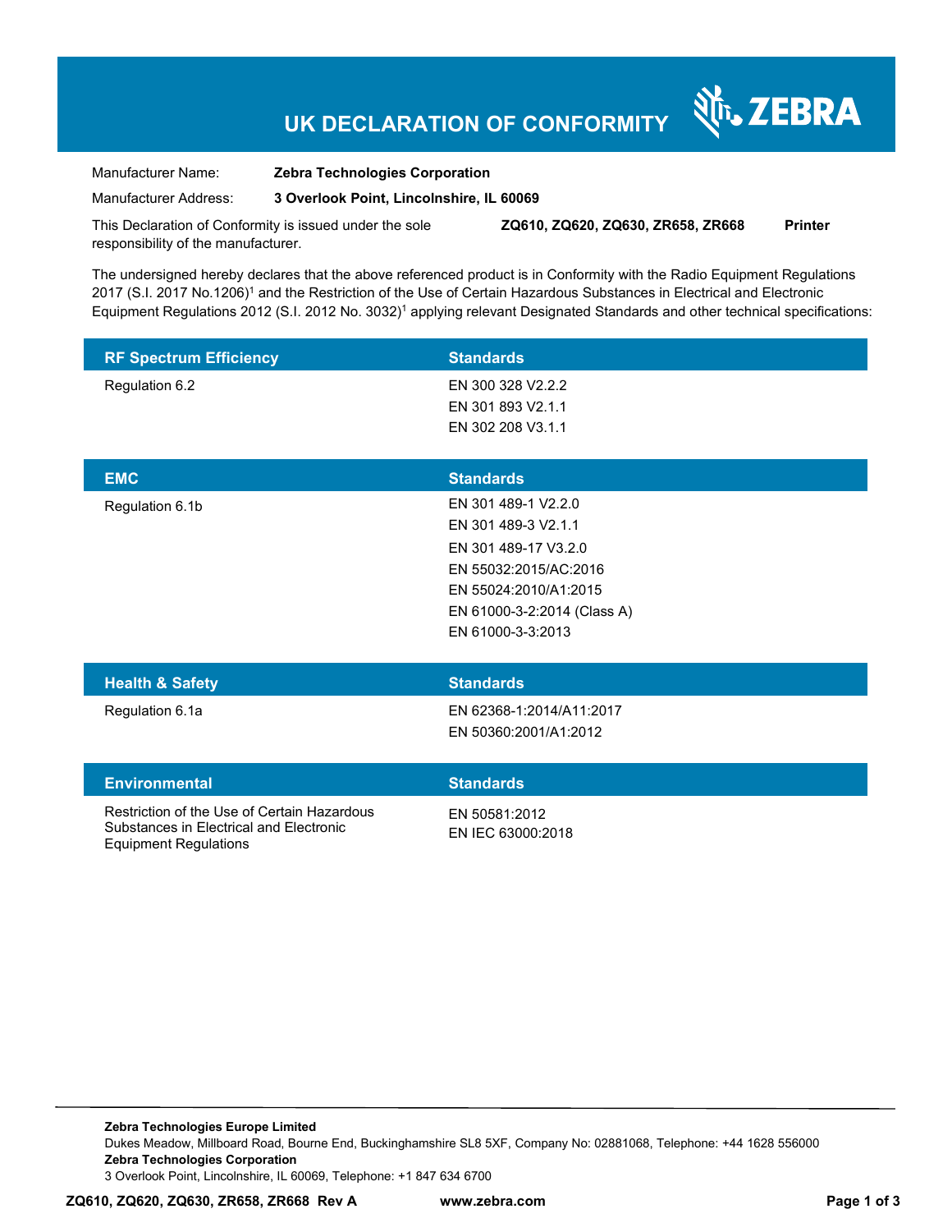# UK DECLARATION OF CONFORMITY

ZEBRA

Manufacturer Name: **Zebra Technologies Corporation**

Manufacturer Address: **3 Overlook Point, Lincolnshire, IL 60069**

This Declaration of Conformity is issued under the sole responsibility of the manufacturer. **ZQ610, ZQ620, ZQ630, ZR658, ZR668** **Printer**

The undersigned hereby declares that the above referenced product is in Conformity with the Radio Equipment Regulations 2017 (S.I. 2017 No.1206)[1] and the Restriction of the Use of Certain Hazardous Substances in Electrical and Electronic Equipment Regulations 2012 (S.I. 2012 No. 3032)[1] applying relevant Designated Standards and other technical specifications:

| RF Spectrum Efficiency | Standards |
|---|---|
| Regulation 6.2 | EN 300 328 V2.2.2<br>EN 301 893 V2.1.1<br>EN 302 208 V3.1.1 |

| EMC | Standards |
|---|---|
| Regulation 6.1b | EN 301 489-1 V2.2.0<br>EN 301 489-3 V2.1.1<br>EN 301 489-17 V3.2.0<br>EN 55032:2015/AC:2016<br>EN 55024:2010/A1:2015<br>EN 61000-3-2:2014 (Class A)<br>EN 61000-3-3:2013 |

| Health & Safety | Standards |
|---|---|
| Regulation 6.1a | EN 62368-1:2014/A11:2017<br>EN 50360:2001/A1:2012 |

| Environmental | Standards |
|---|---|
| Restriction of the Use of Certain Hazardous Substances in Electrical and Electronic Equipment Regulations | EN 50581:2012<br>EN IEC 63000:2018 |

**Zebra Technologies Europe Limited**
Dukes Meadow, Millboard Road, Bourne End, Buckinghamshire SL8 5XF, Company No: 02881068, Telephone: +44 1628 556000
**Zebra Technologies Corporation**
3 Overlook Point, Lincolnshire, IL 60069, Telephone: +1 847 634 6700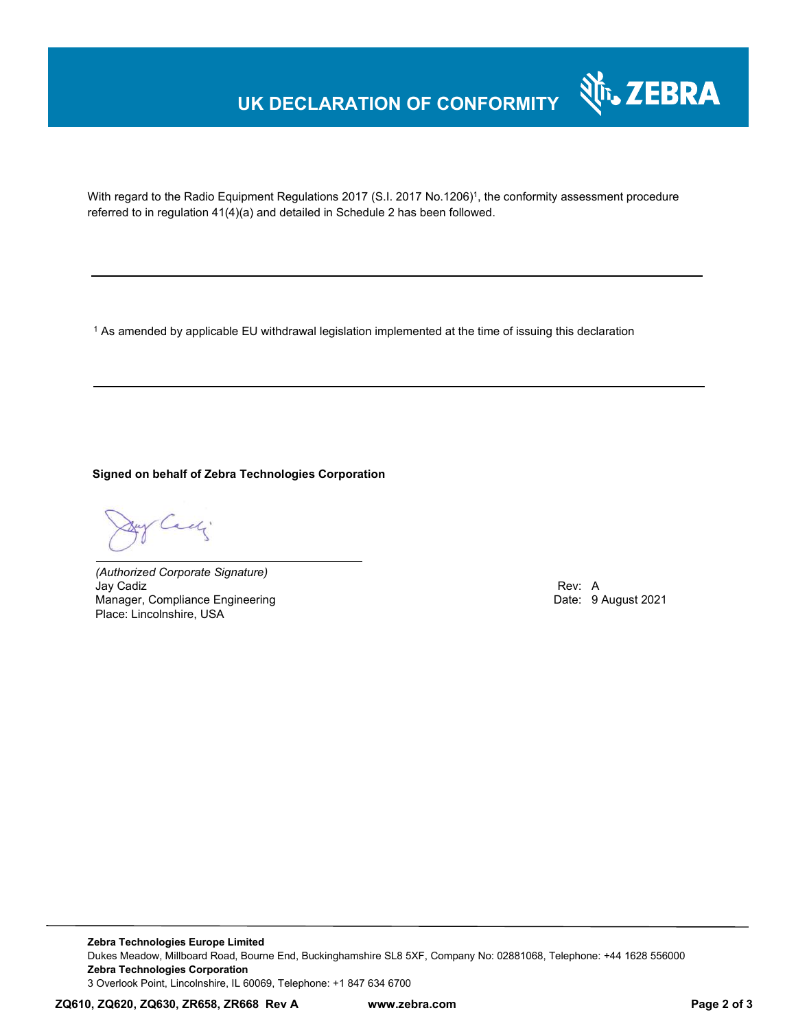# UK DECLARATION OF CONFORMITY

With regard to the Radio Equipment Regulations 2017 (S.I. 2017 No.1206)[1], the conformity assessment procedure referred to in regulation 41(4)(a) and detailed in Schedule 2 has been followed.

---

[1] As amended by applicable EU withdrawal legislation implemented at the time of issuing this declaration

---

**Signed on behalf of Zebra Technologies Corporation**

*(Authorized Corporate Signature)*
Jay Cadiz
Manager, Compliance Engineering
Place: Lincolnshire, USA

Rev: A
Date: 9 August 2021

---

**Zebra Technologies Europe Limited**
Dukes Meadow, Millboard Road, Bourne End, Buckinghamshire SL8 5XF, Company No: 02881068, Telephone: +44 1628 556000
**Zebra Technologies Corporation**
3 Overlook Point, Lincolnshire, IL 60069, Telephone: +1 847 634 6700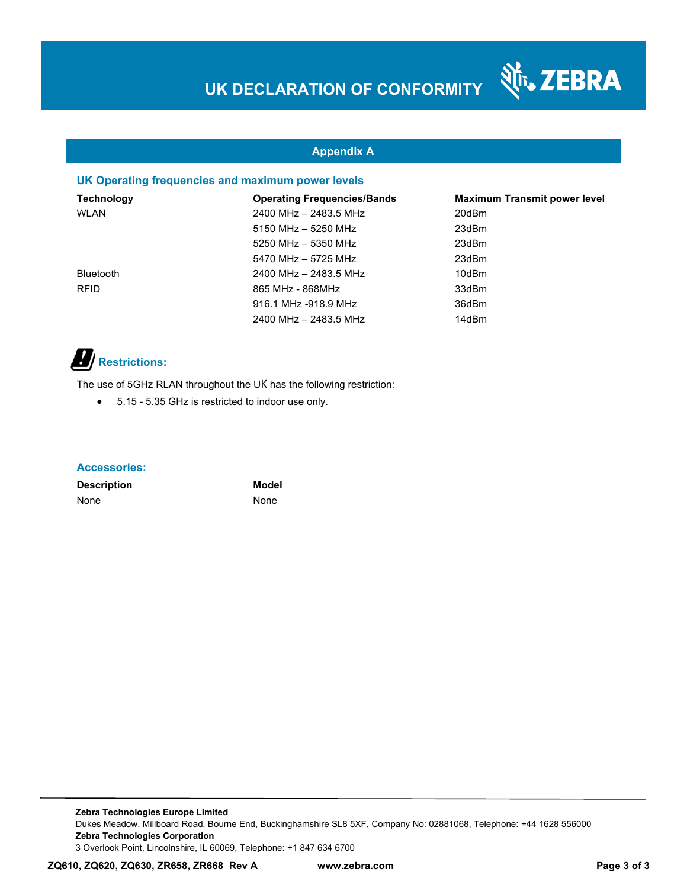# UK DECLARATION OF CONFORMITY

## Appendix A

### UK Operating frequencies and maximum power levels

| Technology | Operating Frequencies/Bands | Maximum Transmit power level |
|---|---|---|
| WLAN | 2400 MHz – 2483.5 MHz | 20dBm |
| | 5150 MHz – 5250 MHz | 23dBm |
| | 5250 MHz – 5350 MHz | 23dBm |
| | 5470 MHz – 5725 MHz | 23dBm |
| Bluetooth | 2400 MHz – 2483.5 MHz | 10dBm |
| RFID | 865 MHz - 868MHz | 33dBm |
| | 916.1 MHz -918.9 MHz | 36dBm |
| | 2400 MHz – 2483.5 MHz | 14dBm |

### Restrictions:

The use of 5GHz RLAN throughout the UK has the following restriction:

- 5.15 - 5.35 GHz is restricted to indoor use only.

### Accessories:

| Description | Model |
|---|---|
| None | None |

**Zebra Technologies Europe Limited**
Dukes Meadow, Millboard Road, Bourne End, Buckinghamshire SL8 5XF, Company No: 02881068, Telephone: +44 1628 556000
**Zebra Technologies Corporation**
3 Overlook Point, Lincolnshire, IL 60069, Telephone: +1 847 634 6700